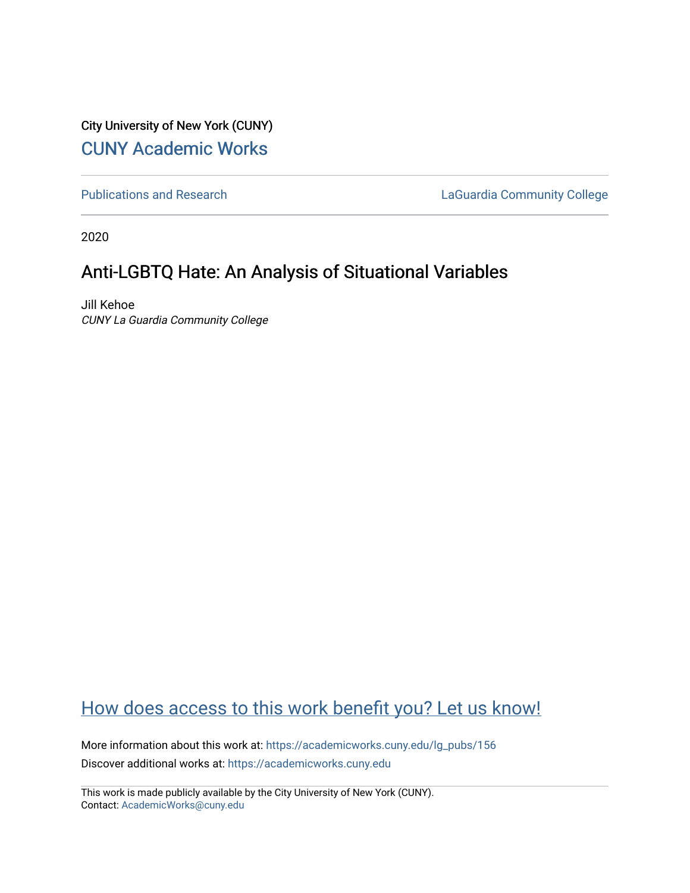City University of New York (CUNY)

CUNY Academic Works

Publications and Research

LaGuardia Community College

2020

# Anti-LGBTQ Hate: An Analysis of Situational Variables

Jill Kehoe

*CUNY La Guardia Community College*

How does access to this work benefit you? Let us know!

More information about this work at: https://academicworks.cuny.edu/lg_pubs/156

Discover additional works at: https://academicworks.cuny.edu

This work is made publicly available by the City University of New York (CUNY).

Contact: AcademicWorks@cuny.edu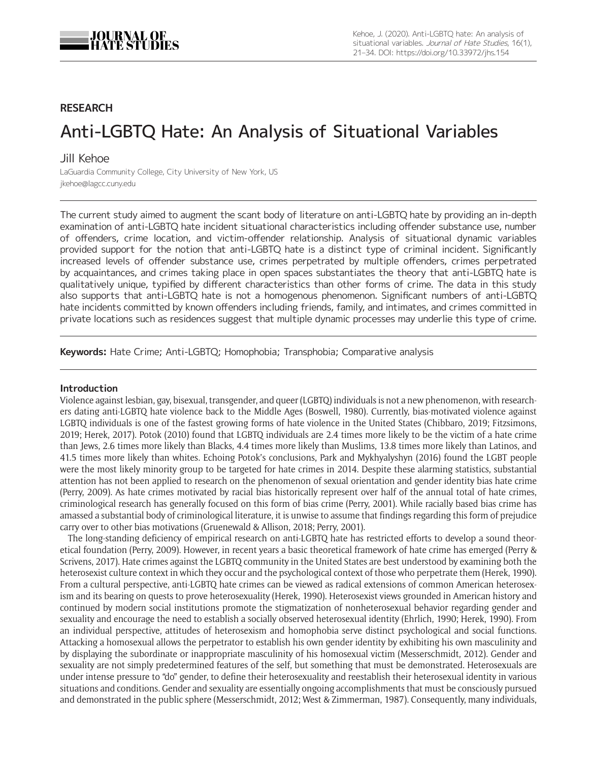**RESEARCH**

# Anti-LGBTQ Hate: An Analysis of Situational Variables

Jill Kehoe

LaGuardia Community College, City University of New York, US

jkehoe@lagcc.cuny.edu

The current study aimed to augment the scant body of literature on anti-LGBTQ hate by providing an in-depth examination of anti-LGBTQ hate incident situational characteristics including offender substance use, number of offenders, crime location, and victim-offender relationship. Analysis of situational dynamic variables provided support for the notion that anti-LGBTQ hate is a distinct type of criminal incident. Significantly increased levels of offender substance use, crimes perpetrated by multiple offenders, crimes perpetrated by acquaintances, and crimes taking place in open spaces substantiates the theory that anti-LGBTQ hate is qualitatively unique, typified by different characteristics than other forms of crime. The data in this study also supports that anti-LGBTQ hate is not a homogenous phenomenon. Significant numbers of anti-LGBTQ hate incidents committed by known offenders including friends, family, and intimates, and crimes committed in private locations such as residences suggest that multiple dynamic processes may underlie this type of crime.

**Keywords:** Hate Crime; Anti-LGBTQ; Homophobia; Transphobia; Comparative analysis

## Introduction

Violence against lesbian, gay, bisexual, transgender, and queer (LGBTQ) individuals is not a new phenomenon, with researchers dating anti-LGBTQ hate violence back to the Middle Ages (Boswell, 1980). Currently, bias-motivated violence against LGBTQ individuals is one of the fastest growing forms of hate violence in the United States (Chibbaro, 2019; Fitzsimons, 2019; Herek, 2017). Potok (2010) found that LGBTQ individuals are 2.4 times more likely to be the victim of a hate crime than Jews, 2.6 times more likely than Blacks, 4.4 times more likely than Muslims, 13.8 times more likely than Latinos, and 41.5 times more likely than whites. Echoing Potok's conclusions, Park and Mykhyalyshyn (2016) found the LGBT people were the most likely minority group to be targeted for hate crimes in 2014. Despite these alarming statistics, substantial attention has not been applied to research on the phenomenon of sexual orientation and gender identity bias hate crime (Perry, 2009). As hate crimes motivated by racial bias historically represent over half of the annual total of hate crimes, criminological research has generally focused on this form of bias crime (Perry, 2001). While racially based bias crime has amassed a substantial body of criminological literature, it is unwise to assume that findings regarding this form of prejudice carry over to other bias motivations (Gruenewald & Allison, 2018; Perry, 2001).

The long-standing deficiency of empirical research on anti-LGBTQ hate has restricted efforts to develop a sound theoretical foundation (Perry, 2009). However, in recent years a basic theoretical framework of hate crime has emerged (Perry & Scrivens, 2017). Hate crimes against the LGBTQ community in the United States are best understood by examining both the heterosexist culture context in which they occur and the psychological context of those who perpetrate them (Herek, 1990). From a cultural perspective, anti-LGBTQ hate crimes can be viewed as radical extensions of common American heterosexism and its bearing on quests to prove heterosexuality (Herek, 1990). Heterosexist views grounded in American history and continued by modern social institutions promote the stigmatization of nonheterosexual behavior regarding gender and sexuality and encourage the need to establish a socially observed heterosexual identity (Ehrlich, 1990; Herek, 1990). From an individual perspective, attitudes of heterosexism and homophobia serve distinct psychological and social functions. Attacking a homosexual allows the perpetrator to establish his own gender identity by exhibiting his own masculinity and by displaying the subordinate or inappropriate masculinity of his homosexual victim (Messerschmidt, 2012). Gender and sexuality are not simply predetermined features of the self, but something that must be demonstrated. Heterosexuals are under intense pressure to "do" gender, to define their heterosexuality and reestablish their heterosexual identity in various situations and conditions. Gender and sexuality are essentially ongoing accomplishments that must be consciously pursued and demonstrated in the public sphere (Messerschmidt, 2012; West & Zimmerman, 1987). Consequently, many individuals,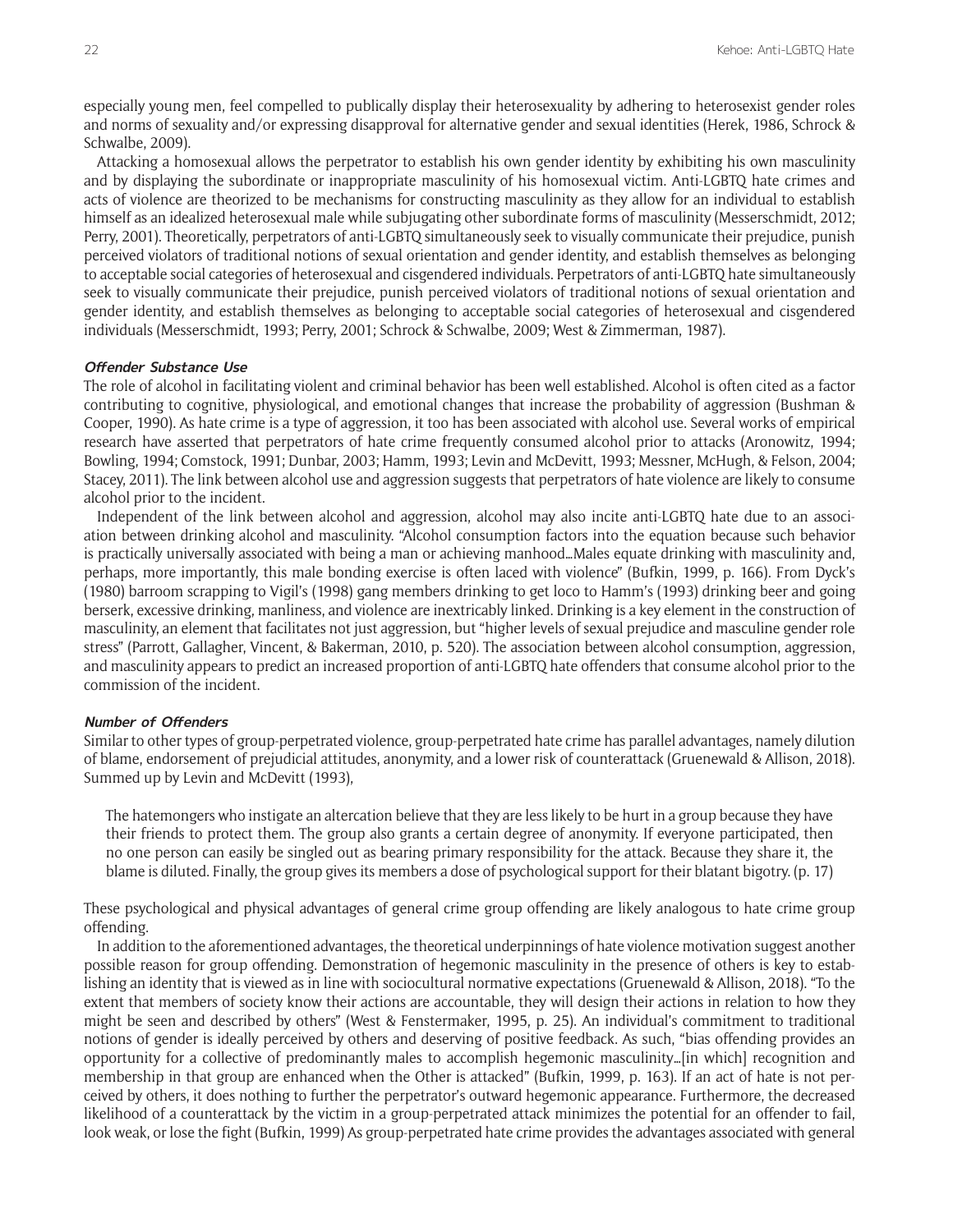especially young men, feel compelled to publically display their heterosexuality by adhering to heterosexist gender roles and norms of sexuality and/or expressing disapproval for alternative gender and sexual identities (Herek, 1986, Schrock & Schwalbe, 2009).

Attacking a homosexual allows the perpetrator to establish his own gender identity by exhibiting his own masculinity and by displaying the subordinate or inappropriate masculinity of his homosexual victim. Anti-LGBTQ hate crimes and acts of violence are theorized to be mechanisms for constructing masculinity as they allow for an individual to establish himself as an idealized heterosexual male while subjugating other subordinate forms of masculinity (Messerschmidt, 2012; Perry, 2001). Theoretically, perpetrators of anti-LGBTQ simultaneously seek to visually communicate their prejudice, punish perceived violators of traditional notions of sexual orientation and gender identity, and establish themselves as belonging to acceptable social categories of heterosexual and cisgendered individuals. Perpetrators of anti-LGBTQ hate simultaneously seek to visually communicate their prejudice, punish perceived violators of traditional notions of sexual orientation and gender identity, and establish themselves as belonging to acceptable social categories of heterosexual and cisgendered individuals (Messerschmidt, 1993; Perry, 2001; Schrock & Schwalbe, 2009; West & Zimmerman, 1987).

#### *Offender Substance Use*

The role of alcohol in facilitating violent and criminal behavior has been well established. Alcohol is often cited as a factor contributing to cognitive, physiological, and emotional changes that increase the probability of aggression (Bushman & Cooper, 1990). As hate crime is a type of aggression, it too has been associated with alcohol use. Several works of empirical research have asserted that perpetrators of hate crime frequently consumed alcohol prior to attacks (Aronowitz, 1994; Bowling, 1994; Comstock, 1991; Dunbar, 2003; Hamm, 1993; Levin and McDevitt, 1993; Messner, McHugh, & Felson, 2004; Stacey, 2011). The link between alcohol use and aggression suggests that perpetrators of hate violence are likely to consume alcohol prior to the incident.

Independent of the link between alcohol and aggression, alcohol may also incite anti-LGBTQ hate due to an association between drinking alcohol and masculinity. "Alcohol consumption factors into the equation because such behavior is practically universally associated with being a man or achieving manhood…Males equate drinking with masculinity and, perhaps, more importantly, this male bonding exercise is often laced with violence" (Bufkin, 1999, p. 166). From Dyck's (1980) barroom scrapping to Vigil's (1998) gang members drinking to get loco to Hamm's (1993) drinking beer and going berserk, excessive drinking, manliness, and violence are inextricably linked. Drinking is a key element in the construction of masculinity, an element that facilitates not just aggression, but "higher levels of sexual prejudice and masculine gender role stress" (Parrott, Gallagher, Vincent, & Bakerman, 2010, p. 520). The association between alcohol consumption, aggression, and masculinity appears to predict an increased proportion of anti-LGBTQ hate offenders that consume alcohol prior to the commission of the incident.

#### *Number of Offenders*

Similar to other types of group-perpetrated violence, group-perpetrated hate crime has parallel advantages, namely dilution of blame, endorsement of prejudicial attitudes, anonymity, and a lower risk of counterattack (Gruenewald & Allison, 2018). Summed up by Levin and McDevitt (1993),

> The hatemongers who instigate an altercation believe that they are less likely to be hurt in a group because they have their friends to protect them. The group also grants a certain degree of anonymity. If everyone participated, then no one person can easily be singled out as bearing primary responsibility for the attack. Because they share it, the blame is diluted. Finally, the group gives its members a dose of psychological support for their blatant bigotry. (p. 17)

These psychological and physical advantages of general crime group offending are likely analogous to hate crime group offending.

In addition to the aforementioned advantages, the theoretical underpinnings of hate violence motivation suggest another possible reason for group offending. Demonstration of hegemonic masculinity in the presence of others is key to establishing an identity that is viewed as in line with sociocultural normative expectations (Gruenewald & Allison, 2018). "To the extent that members of society know their actions are accountable, they will design their actions in relation to how they might be seen and described by others" (West & Fenstermaker, 1995, p. 25). An individual's commitment to traditional notions of gender is ideally perceived by others and deserving of positive feedback. As such, "bias offending provides an opportunity for a collective of predominantly males to accomplish hegemonic masculinity…[in which] recognition and membership in that group are enhanced when the Other is attacked" (Bufkin, 1999, p. 163). If an act of hate is not perceived by others, it does nothing to further the perpetrator's outward hegemonic appearance. Furthermore, the decreased likelihood of a counterattack by the victim in a group-perpetrated attack minimizes the potential for an offender to fail, look weak, or lose the fight (Bufkin, 1999) As group-perpetrated hate crime provides the advantages associated with general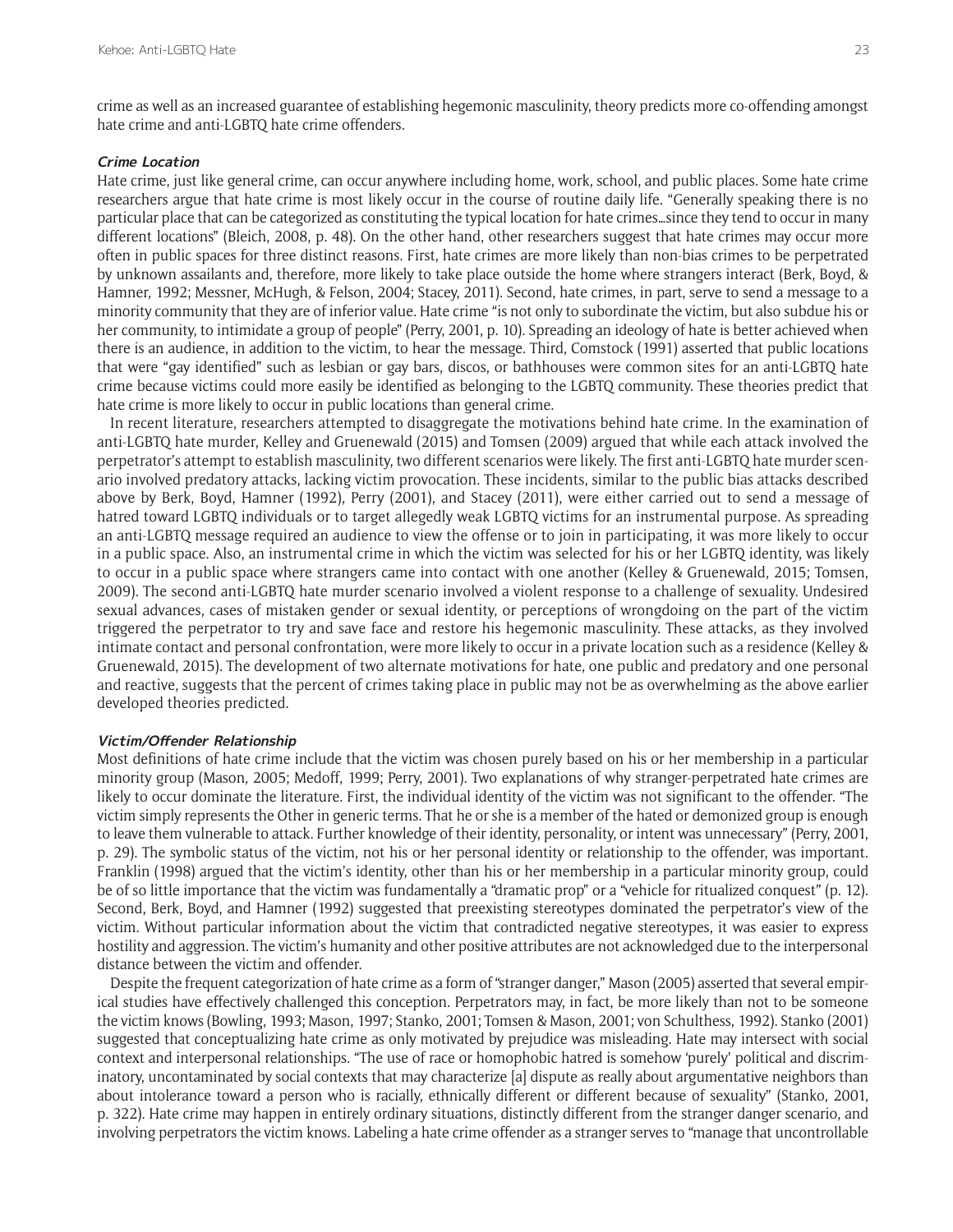crime as well as an increased guarantee of establishing hegemonic masculinity, theory predicts more co-offending amongst hate crime and anti-LGBTQ hate crime offenders.

### *Crime Location*

Hate crime, just like general crime, can occur anywhere including home, work, school, and public places. Some hate crime researchers argue that hate crime is most likely occur in the course of routine daily life. "Generally speaking there is no particular place that can be categorized as constituting the typical location for hate crimes…since they tend to occur in many different locations" (Bleich, 2008, p. 48). On the other hand, other researchers suggest that hate crimes may occur more often in public spaces for three distinct reasons. First, hate crimes are more likely than non-bias crimes to be perpetrated by unknown assailants and, therefore, more likely to take place outside the home where strangers interact (Berk, Boyd, & Hamner, 1992; Messner, McHugh, & Felson, 2004; Stacey, 2011). Second, hate crimes, in part, serve to send a message to a minority community that they are of inferior value. Hate crime "is not only to subordinate the victim, but also subdue his or her community, to intimidate a group of people" (Perry, 2001, p. 10). Spreading an ideology of hate is better achieved when there is an audience, in addition to the victim, to hear the message. Third, Comstock (1991) asserted that public locations that were "gay identified" such as lesbian or gay bars, discos, or bathhouses were common sites for an anti-LGBTQ hate crime because victims could more easily be identified as belonging to the LGBTQ community. These theories predict that hate crime is more likely to occur in public locations than general crime.

In recent literature, researchers attempted to disaggregate the motivations behind hate crime. In the examination of anti-LGBTQ hate murder, Kelley and Gruenewald (2015) and Tomsen (2009) argued that while each attack involved the perpetrator's attempt to establish masculinity, two different scenarios were likely. The first anti-LGBTQ hate murder scenario involved predatory attacks, lacking victim provocation. These incidents, similar to the public bias attacks described above by Berk, Boyd, Hamner (1992), Perry (2001), and Stacey (2011), were either carried out to send a message of hatred toward LGBTQ individuals or to target allegedly weak LGBTQ victims for an instrumental purpose. As spreading an anti-LGBTQ message required an audience to view the offense or to join in participating, it was more likely to occur in a public space. Also, an instrumental crime in which the victim was selected for his or her LGBTQ identity, was likely to occur in a public space where strangers came into contact with one another (Kelley & Gruenewald, 2015; Tomsen, 2009). The second anti-LGBTQ hate murder scenario involved a violent response to a challenge of sexuality. Undesired sexual advances, cases of mistaken gender or sexual identity, or perceptions of wrongdoing on the part of the victim triggered the perpetrator to try and save face and restore his hegemonic masculinity. These attacks, as they involved intimate contact and personal confrontation, were more likely to occur in a private location such as a residence (Kelley & Gruenewald, 2015). The development of two alternate motivations for hate, one public and predatory and one personal and reactive, suggests that the percent of crimes taking place in public may not be as overwhelming as the above earlier developed theories predicted.

### *Victim/Offender Relationship*

Most definitions of hate crime include that the victim was chosen purely based on his or her membership in a particular minority group (Mason, 2005; Medoff, 1999; Perry, 2001). Two explanations of why stranger-perpetrated hate crimes are likely to occur dominate the literature. First, the individual identity of the victim was not significant to the offender. "The victim simply represents the Other in generic terms. That he or she is a member of the hated or demonized group is enough to leave them vulnerable to attack. Further knowledge of their identity, personality, or intent was unnecessary" (Perry, 2001, p. 29). The symbolic status of the victim, not his or her personal identity or relationship to the offender, was important. Franklin (1998) argued that the victim's identity, other than his or her membership in a particular minority group, could be of so little importance that the victim was fundamentally a "dramatic prop" or a "vehicle for ritualized conquest" (p. 12). Second, Berk, Boyd, and Hamner (1992) suggested that preexisting stereotypes dominated the perpetrator's view of the victim. Without particular information about the victim that contradicted negative stereotypes, it was easier to express hostility and aggression. The victim's humanity and other positive attributes are not acknowledged due to the interpersonal distance between the victim and offender.

Despite the frequent categorization of hate crime as a form of "stranger danger," Mason (2005) asserted that several empirical studies have effectively challenged this conception. Perpetrators may, in fact, be more likely than not to be someone the victim knows (Bowling, 1993; Mason, 1997; Stanko, 2001; Tomsen & Mason, 2001; von Schulthess, 1992). Stanko (2001) suggested that conceptualizing hate crime as only motivated by prejudice was misleading. Hate may intersect with social context and interpersonal relationships. "The use of race or homophobic hatred is somehow 'purely' political and discriminatory, uncontaminated by social contexts that may characterize [a] dispute as really about argumentative neighbors than about intolerance toward a person who is racially, ethnically different or different because of sexuality" (Stanko, 2001, p. 322). Hate crime may happen in entirely ordinary situations, distinctly different from the stranger danger scenario, and involving perpetrators the victim knows. Labeling a hate crime offender as a stranger serves to "manage that uncontrollable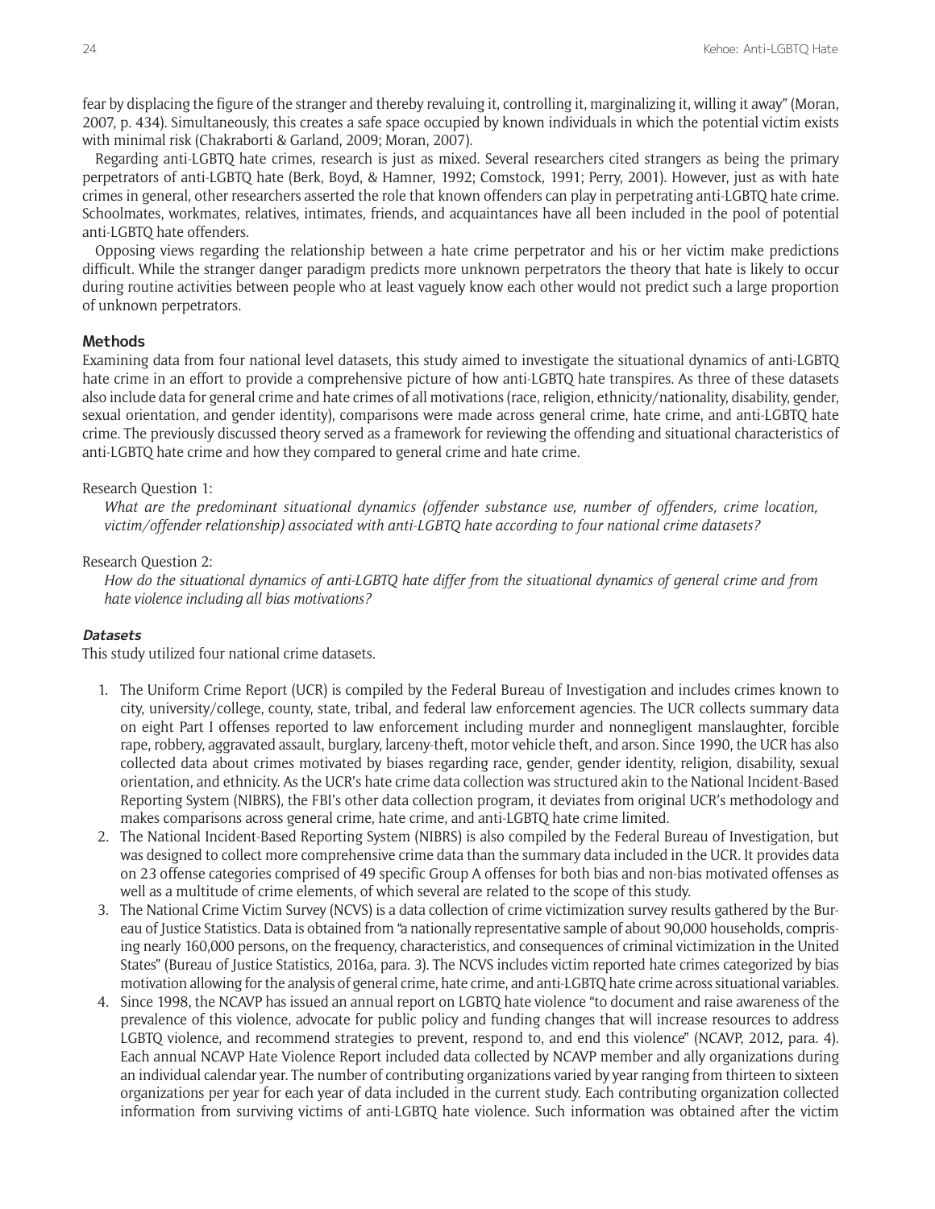fear by displacing the figure of the stranger and thereby revaluing it, controlling it, marginalizing it, willing it away" (Moran, 2007, p. 434). Simultaneously, this creates a safe space occupied by known individuals in which the potential victim exists with minimal risk (Chakraborti & Garland, 2009; Moran, 2007).

Regarding anti-LGBTQ hate crimes, research is just as mixed. Several researchers cited strangers as being the primary perpetrators of anti-LGBTQ hate (Berk, Boyd, & Hamner, 1992; Comstock, 1991; Perry, 2001). However, just as with hate crimes in general, other researchers asserted the role that known offenders can play in perpetrating anti-LGBTQ hate crime. Schoolmates, workmates, relatives, intimates, friends, and acquaintances have all been included in the pool of potential anti-LGBTQ hate offenders.

Opposing views regarding the relationship between a hate crime perpetrator and his or her victim make predictions difficult. While the stranger danger paradigm predicts more unknown perpetrators the theory that hate is likely to occur during routine activities between people who at least vaguely know each other would not predict such a large proportion of unknown perpetrators.

## Methods

Examining data from four national level datasets, this study aimed to investigate the situational dynamics of anti-LGBTQ hate crime in an effort to provide a comprehensive picture of how anti-LGBTQ hate transpires. As three of these datasets also include data for general crime and hate crimes of all motivations (race, religion, ethnicity/nationality, disability, gender, sexual orientation, and gender identity), comparisons were made across general crime, hate crime, and anti-LGBTQ hate crime. The previously discussed theory served as a framework for reviewing the offending and situational characteristics of anti-LGBTQ hate crime and how they compared to general crime and hate crime.

Research Question 1:

*What are the predominant situational dynamics (offender substance use, number of offenders, crime location, victim/offender relationship) associated with anti-LGBTQ hate according to four national crime datasets?*

Research Question 2:

*How do the situational dynamics of anti-LGBTQ hate differ from the situational dynamics of general crime and from hate violence including all bias motivations?*

### *Datasets*

This study utilized four national crime datasets.

1. The Uniform Crime Report (UCR) is compiled by the Federal Bureau of Investigation and includes crimes known to city, university/college, county, state, tribal, and federal law enforcement agencies. The UCR collects summary data on eight Part I offenses reported to law enforcement including murder and nonnegligent manslaughter, forcible rape, robbery, aggravated assault, burglary, larceny-theft, motor vehicle theft, and arson. Since 1990, the UCR has also collected data about crimes motivated by biases regarding race, gender, gender identity, religion, disability, sexual orientation, and ethnicity. As the UCR's hate crime data collection was structured akin to the National Incident-Based Reporting System (NIBRS), the FBI's other data collection program, it deviates from original UCR's methodology and makes comparisons across general crime, hate crime, and anti-LGBTQ hate crime limited.
2. The National Incident-Based Reporting System (NIBRS) is also compiled by the Federal Bureau of Investigation, but was designed to collect more comprehensive crime data than the summary data included in the UCR. It provides data on 23 offense categories comprised of 49 specific Group A offenses for both bias and non-bias motivated offenses as well as a multitude of crime elements, of which several are related to the scope of this study.
3. The National Crime Victim Survey (NCVS) is a data collection of crime victimization survey results gathered by the Bureau of Justice Statistics. Data is obtained from "a nationally representative sample of about 90,000 households, comprising nearly 160,000 persons, on the frequency, characteristics, and consequences of criminal victimization in the United States" (Bureau of Justice Statistics, 2016a, para. 3). The NCVS includes victim reported hate crimes categorized by bias motivation allowing for the analysis of general crime, hate crime, and anti-LGBTQ hate crime across situational variables.
4. Since 1998, the NCAVP has issued an annual report on LGBTQ hate violence "to document and raise awareness of the prevalence of this violence, advocate for public policy and funding changes that will increase resources to address LGBTQ violence, and recommend strategies to prevent, respond to, and end this violence" (NCAVP, 2012, para. 4). Each annual NCAVP Hate Violence Report included data collected by NCAVP member and ally organizations during an individual calendar year. The number of contributing organizations varied by year ranging from thirteen to sixteen organizations per year for each year of data included in the current study. Each contributing organization collected information from surviving victims of anti-LGBTQ hate violence. Such information was obtained after the victim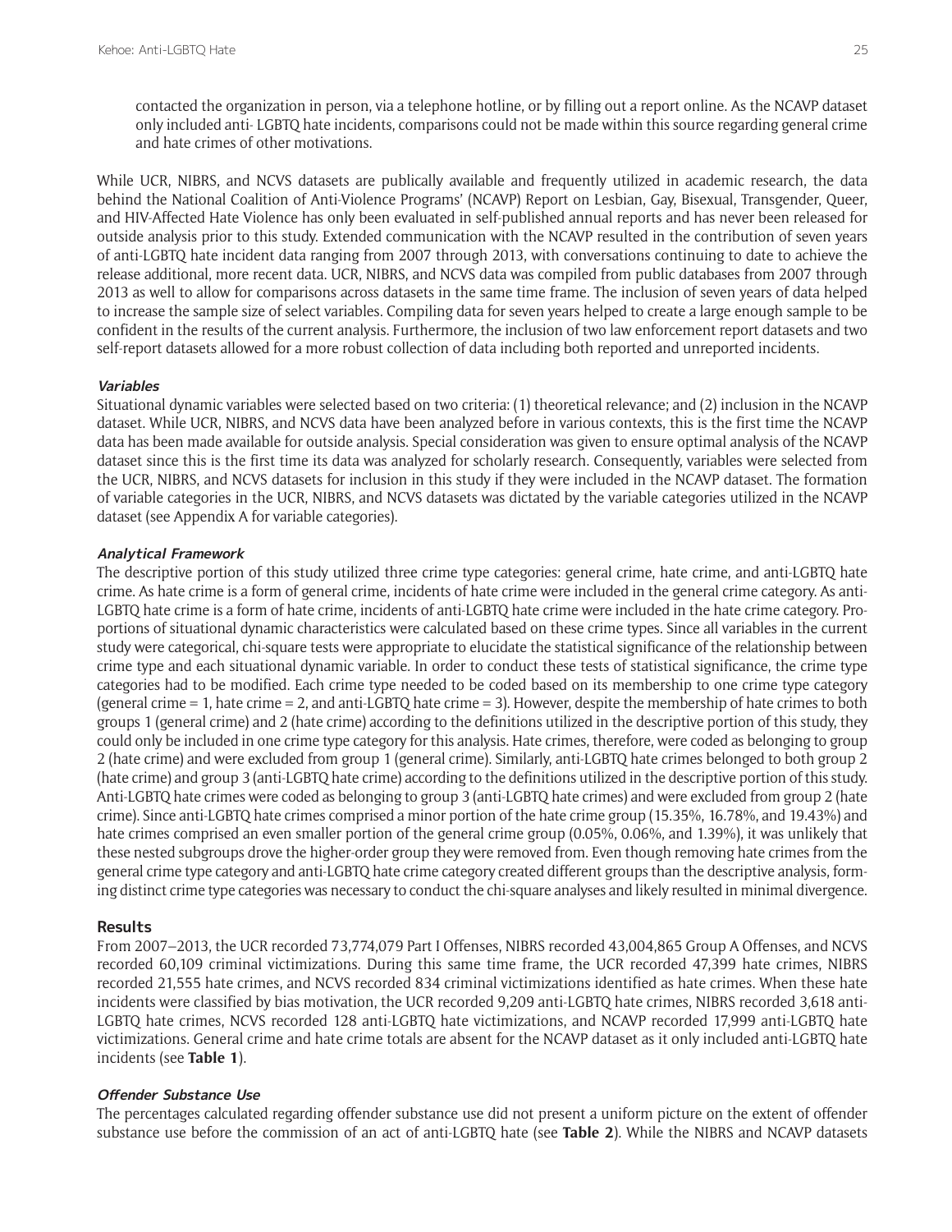contacted the organization in person, via a telephone hotline, or by filling out a report online. As the NCAVP dataset only included anti- LGBTQ hate incidents, comparisons could not be made within this source regarding general crime and hate crimes of other motivations.

While UCR, NIBRS, and NCVS datasets are publically available and frequently utilized in academic research, the data behind the National Coalition of Anti-Violence Programs' (NCAVP) Report on Lesbian, Gay, Bisexual, Transgender, Queer, and HIV-Affected Hate Violence has only been evaluated in self-published annual reports and has never been released for outside analysis prior to this study. Extended communication with the NCAVP resulted in the contribution of seven years of anti-LGBTQ hate incident data ranging from 2007 through 2013, with conversations continuing to date to achieve the release additional, more recent data. UCR, NIBRS, and NCVS data was compiled from public databases from 2007 through 2013 as well to allow for comparisons across datasets in the same time frame. The inclusion of seven years of data helped to increase the sample size of select variables. Compiling data for seven years helped to create a large enough sample to be confident in the results of the current analysis. Furthermore, the inclusion of two law enforcement report datasets and two self-report datasets allowed for a more robust collection of data including both reported and unreported incidents.

#### *Variables*

Situational dynamic variables were selected based on two criteria: (1) theoretical relevance; and (2) inclusion in the NCAVP dataset. While UCR, NIBRS, and NCVS data have been analyzed before in various contexts, this is the first time the NCAVP data has been made available for outside analysis. Special consideration was given to ensure optimal analysis of the NCAVP dataset since this is the first time its data was analyzed for scholarly research. Consequently, variables were selected from the UCR, NIBRS, and NCVS datasets for inclusion in this study if they were included in the NCAVP dataset. The formation of variable categories in the UCR, NIBRS, and NCVS datasets was dictated by the variable categories utilized in the NCAVP dataset (see Appendix A for variable categories).

#### *Analytical Framework*

The descriptive portion of this study utilized three crime type categories: general crime, hate crime, and anti-LGBTQ hate crime. As hate crime is a form of general crime, incidents of hate crime were included in the general crime category. As anti-LGBTQ hate crime is a form of hate crime, incidents of anti-LGBTQ hate crime were included in the hate crime category. Proportions of situational dynamic characteristics were calculated based on these crime types. Since all variables in the current study were categorical, chi-square tests were appropriate to elucidate the statistical significance of the relationship between crime type and each situational dynamic variable. In order to conduct these tests of statistical significance, the crime type categories had to be modified. Each crime type needed to be coded based on its membership to one crime type category (general crime = 1, hate crime = 2, and anti-LGBTQ hate crime = 3). However, despite the membership of hate crimes to both groups 1 (general crime) and 2 (hate crime) according to the definitions utilized in the descriptive portion of this study, they could only be included in one crime type category for this analysis. Hate crimes, therefore, were coded as belonging to group 2 (hate crime) and were excluded from group 1 (general crime). Similarly, anti-LGBTQ hate crimes belonged to both group 2 (hate crime) and group 3 (anti-LGBTQ hate crime) according to the definitions utilized in the descriptive portion of this study. Anti-LGBTQ hate crimes were coded as belonging to group 3 (anti-LGBTQ hate crimes) and were excluded from group 2 (hate crime). Since anti-LGBTQ hate crimes comprised a minor portion of the hate crime group (15.35%, 16.78%, and 19.43%) and hate crimes comprised an even smaller portion of the general crime group (0.05%, 0.06%, and 1.39%), it was unlikely that these nested subgroups drove the higher-order group they were removed from. Even though removing hate crimes from the general crime type category and anti-LGBTQ hate crime category created different groups than the descriptive analysis, forming distinct crime type categories was necessary to conduct the chi-square analyses and likely resulted in minimal divergence.

### Results

From 2007–2013, the UCR recorded 73,774,079 Part I Offenses, NIBRS recorded 43,004,865 Group A Offenses, and NCVS recorded 60,109 criminal victimizations. During this same time frame, the UCR recorded 47,399 hate crimes, NIBRS recorded 21,555 hate crimes, and NCVS recorded 834 criminal victimizations identified as hate crimes. When these hate incidents were classified by bias motivation, the UCR recorded 9,209 anti-LGBTQ hate crimes, NIBRS recorded 3,618 anti-LGBTQ hate crimes, NCVS recorded 128 anti-LGBTQ hate victimizations, and NCAVP recorded 17,999 anti-LGBTQ hate victimizations. General crime and hate crime totals are absent for the NCAVP dataset as it only included anti-LGBTQ hate incidents (see **Table 1**).

#### *Offender Substance Use*

The percentages calculated regarding offender substance use did not present a uniform picture on the extent of offender substance use before the commission of an act of anti-LGBTQ hate (see **Table 2**). While the NIBRS and NCAVP datasets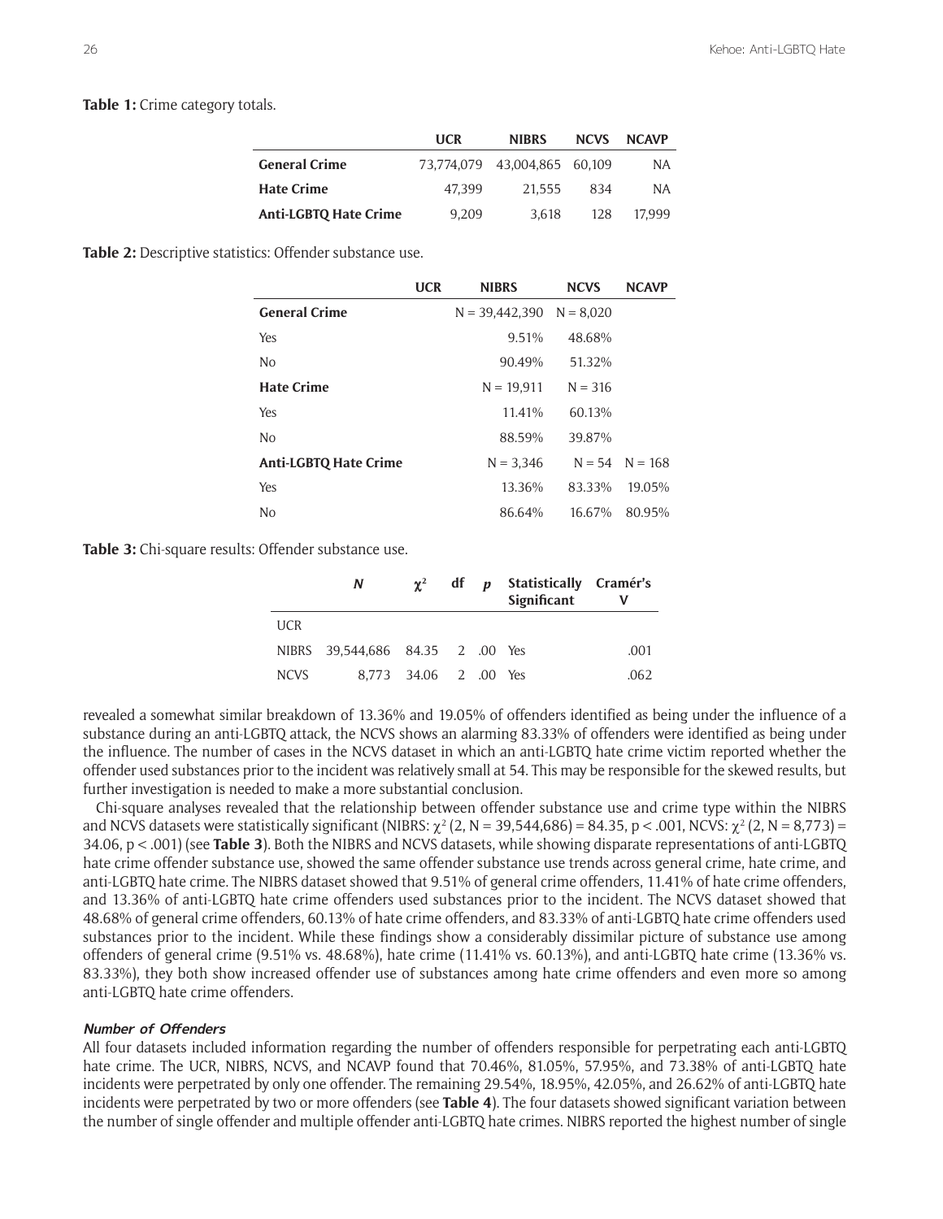**Table 1:** Crime category totals.

| | UCR | NIBRS | NCVS | NCAVP |
|---|---|---|---|---|
| **General Crime** | 73,774,079 | 43,004,865 | 60,109 | NA |
| **Hate Crime** | 47,399 | 21,555 | 834 | NA |
| **Anti-LGBTQ Hate Crime** | 9,209 | 3,618 | 128 | 17,999 |

**Table 2:** Descriptive statistics: Offender substance use.

| | UCR | NIBRS | NCVS | NCAVP |
|---|---|---|---|---|
| **General Crime** | | N = 39,442,390 | N = 8,020 | |
| Yes | | 9.51% | 48.68% | |
| No | | 90.49% | 51.32% | |
| **Hate Crime** | | N = 19,911 | N = 316 | |
| Yes | | 11.41% | 60.13% | |
| No | | 88.59% | 39.87% | |
| **Anti-LGBTQ Hate Crime** | | N = 3,346 | N = 54 | N = 168 |
| Yes | | 13.36% | 83.33% | 19.05% |
| No | | 86.64% | 16.67% | 80.95% |

**Table 3:** Chi-square results: Offender substance use.

| | *N* | $\chi^2$ | df | *p* | Statistically Significant | Cramér's V |
|---|---|---|---|---|---|---|
| UCR | | | | | | |
| NIBRS | 39,544,686 | 84.35 | 2 | .00 | Yes | .001 |
| NCVS | 8,773 | 34.06 | 2 | .00 | Yes | .062 |

revealed a somewhat similar breakdown of 13.36% and 19.05% of offenders identified as being under the influence of a substance during an anti-LGBTQ attack, the NCVS shows an alarming 83.33% of offenders were identified as being under the influence. The number of cases in the NCVS dataset in which an anti-LGBTQ hate crime victim reported whether the offender used substances prior to the incident was relatively small at 54. This may be responsible for the skewed results, but further investigation is needed to make a more substantial conclusion.

Chi-square analyses revealed that the relationship between offender substance use and crime type within the NIBRS and NCVS datasets were statistically significant (NIBRS: $\chi^2$ (2, N = 39,544,686) = 84.35, $p < .001$, NCVS: $\chi^2$ (2, N = 8,773) = 34.06, $p < .001$) (see **Table 3**). Both the NIBRS and NCVS datasets, while showing disparate representations of anti-LGBTQ hate crime offender substance use, showed the same offender substance use trends across general crime, hate crime, and anti-LGBTQ hate crime. The NIBRS dataset showed that 9.51% of general crime offenders, 11.41% of hate crime offenders, and 13.36% of anti-LGBTQ hate crime offenders used substances prior to the incident. The NCVS dataset showed that 48.68% of general crime offenders, 60.13% of hate crime offenders, and 83.33% of anti-LGBTQ hate crime offenders used substances prior to the incident. While these findings show a considerably dissimilar picture of substance use among offenders of general crime (9.51% vs. 48.68%), hate crime (11.41% vs. 60.13%), and anti-LGBTQ hate crime (13.36% vs. 83.33%), they both show increased offender use of substances among hate crime offenders and even more so among anti-LGBTQ hate crime offenders.

#### *Number of Offenders*

All four datasets included information regarding the number of offenders responsible for perpetrating each anti-LGBTQ hate crime. The UCR, NIBRS, NCVS, and NCAVP found that 70.46%, 81.05%, 57.95%, and 73.38% of anti-LGBTQ hate incidents were perpetrated by only one offender. The remaining 29.54%, 18.95%, 42.05%, and 26.62% of anti-LGBTQ hate incidents were perpetrated by two or more offenders (see **Table 4**). The four datasets showed significant variation between the number of single offender and multiple offender anti-LGBTQ hate crimes. NIBRS reported the highest number of single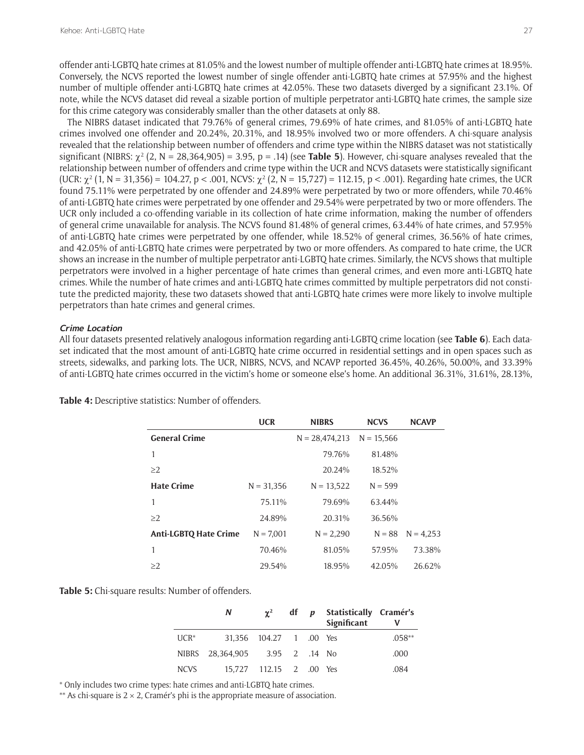offender anti-LGBTQ hate crimes at 81.05% and the lowest number of multiple offender anti-LGBTQ hate crimes at 18.95%. Conversely, the NCVS reported the lowest number of single offender anti-LGBTQ hate crimes at 57.95% and the highest number of multiple offender anti-LGBTQ hate crimes at 42.05%. These two datasets diverged by a significant 23.1%. Of note, while the NCVS dataset did reveal a sizable portion of multiple perpetrator anti-LGBTQ hate crimes, the sample size for this crime category was considerably smaller than the other datasets at only 88.

The NIBRS dataset indicated that 79.76% of general crimes, 79.69% of hate crimes, and 81.05% of anti-LGBTQ hate crimes involved one offender and 20.24%, 20.31%, and 18.95% involved two or more offenders. A chi-square analysis revealed that the relationship between number of offenders and crime type within the NIBRS dataset was not statistically significant (NIBRS: $\chi^2$ (2, N = 28,364,905) = 3.95, p = .14) (see **Table 5**). However, chi-square analyses revealed that the relationship between number of offenders and crime type within the UCR and NCVS datasets were statistically significant (UCR: $\chi^2$ (1, N = 31,356) = 104.27, p < .001, NCVS: $\chi^2$ (2, N = 15,727) = 112.15, p < .001). Regarding hate crimes, the UCR found 75.11% were perpetrated by one offender and 24.89% were perpetrated by two or more offenders, while 70.46% of anti-LGBTQ hate crimes were perpetrated by one offender and 29.54% were perpetrated by two or more offenders. The UCR only included a co-offending variable in its collection of hate crime information, making the number of offenders of general crime unavailable for analysis. The NCVS found 81.48% of general crimes, 63.44% of hate crimes, and 57.95% of anti-LGBTQ hate crimes were perpetrated by one offender, while 18.52% of general crimes, 36.56% of hate crimes, and 42.05% of anti-LGBTQ hate crimes were perpetrated by two or more offenders. As compared to hate crime, the UCR shows an increase in the number of multiple perpetrator anti-LGBTQ hate crimes. Similarly, the NCVS shows that multiple perpetrators were involved in a higher percentage of hate crimes than general crimes, and even more anti-LGBTQ hate crimes. While the number of hate crimes and anti-LGBTQ hate crimes committed by multiple perpetrators did not constitute the predicted majority, these two datasets showed that anti-LGBTQ hate crimes were more likely to involve multiple perpetrators than hate crimes and general crimes.

#### *Crime Location*

All four datasets presented relatively analogous information regarding anti-LGBTQ crime location (see **Table 6**). Each dataset indicated that the most amount of anti-LGBTQ hate crime occurred in residential settings and in open spaces such as streets, sidewalks, and parking lots. The UCR, NIBRS, NCVS, and NCAVP reported 36.45%, 40.26%, 50.00%, and 33.39% of anti-LGBTQ hate crimes occurred in the victim's home or someone else's home. An additional 36.31%, 31.61%, 28.13%,

**Table 4:** Descriptive statistics: Number of offenders.

| | UCR | NIBRS | NCVS | NCAVP |
|---|---|---|---|---|
| **General Crime** | | N = 28,474,213 | N = 15,566 | |
| 1 | | 79.76% | 81.48% | |
| ≥2 | | 20.24% | 18.52% | |
| **Hate Crime** | N = 31,356 | N = 13,522 | N = 599 | |
| 1 | 75.11% | 79.69% | 63.44% | |
| ≥2 | 24.89% | 20.31% | 36.56% | |
| **Anti-LGBTQ Hate Crime** | N = 7,001 | N = 2,290 | N = 88 | N = 4,253 |
| 1 | 70.46% | 81.05% | 57.95% | 73.38% |
| ≥2 | 29.54% | 18.95% | 42.05% | 26.62% |

**Table 5:** Chi-square results: Number of offenders.

| | *N* | $\chi^2$ | df | *p* | Statistically Significant | Cramér's V |
|---|---|---|---|---|---|---|
| UCR* | 31,356 | 104.27 | 1 | .00 | Yes | .058** |
| NIBRS | 28,364,905 | 3.95 | 2 | .14 | No | .000 |
| NCVS | 15,727 | 112.15 | 2 | .00 | Yes | .084 |

\* Only includes two crime types: hate crimes and anti-LGBTQ hate crimes.

\*\* As chi-square is 2 × 2, Cramér's phi is the appropriate measure of association.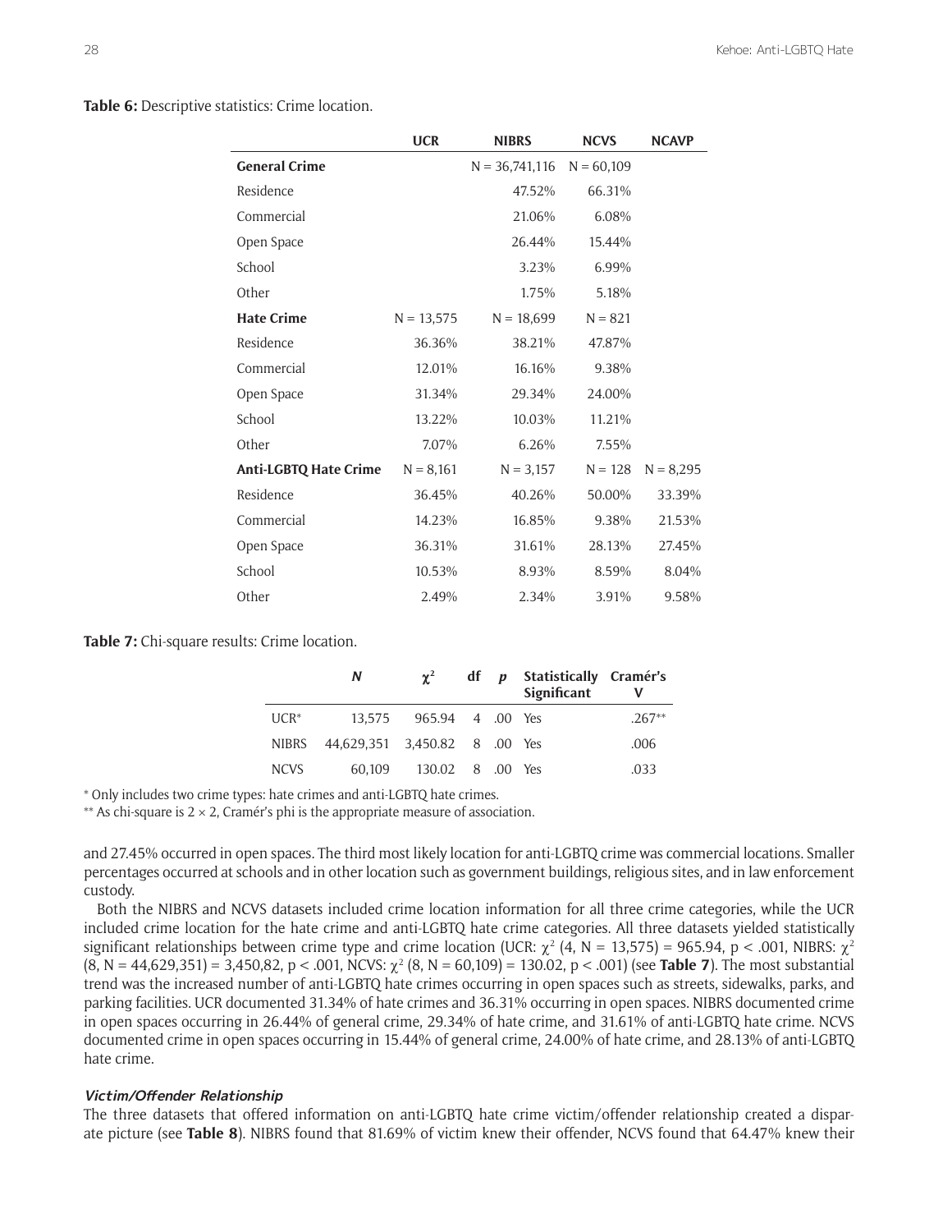**Table 6:** Descriptive statistics: Crime location.

| | UCR | NIBRS | NCVS | NCAVP |
|---|---|---|---|---|
| **General Crime** | | N = 36,741,116 | N = 60,109 | |
| Residence | | 47.52% | 66.31% | |
| Commercial | | 21.06% | 6.08% | |
| Open Space | | 26.44% | 15.44% | |
| School | | 3.23% | 6.99% | |
| Other | | 1.75% | 5.18% | |
| **Hate Crime** | N = 13,575 | N = 18,699 | N = 821 | |
| Residence | 36.36% | 38.21% | 47.87% | |
| Commercial | 12.01% | 16.16% | 9.38% | |
| Open Space | 31.34% | 29.34% | 24.00% | |
| School | 13.22% | 10.03% | 11.21% | |
| Other | 7.07% | 6.26% | 7.55% | |
| **Anti-LGBTQ Hate Crime** | N = 8,161 | N = 3,157 | N = 128 | N = 8,295 |
| Residence | 36.45% | 40.26% | 50.00% | 33.39% |
| Commercial | 14.23% | 16.85% | 9.38% | 21.53% |
| Open Space | 36.31% | 31.61% | 28.13% | 27.45% |
| School | 10.53% | 8.93% | 8.59% | 8.04% |
| Other | 2.49% | 2.34% | 3.91% | 9.58% |

**Table 7:** Chi-square results: Crime location.

| | *N* | $\chi^2$ | df | *p* | Statistically Significant | Cramér's V |
|---|---|---|---|---|---|---|
| UCR* | 13,575 | 965.94 | 4 | .00 | Yes | .267** |
| NIBRS | 44,629,351 | 3,450.82 | 8 | .00 | Yes | .006 |
| NCVS | 60,109 | 130.02 | 8 | .00 | Yes | .033 |

\* Only includes two crime types: hate crimes and anti-LGBTQ hate crimes.

\*\* As chi-square is 2 × 2, Cramér's phi is the appropriate measure of association.

and 27.45% occurred in open spaces. The third most likely location for anti-LGBTQ crime was commercial locations. Smaller percentages occurred at schools and in other location such as government buildings, religious sites, and in law enforcement custody.

Both the NIBRS and NCVS datasets included crime location information for all three crime categories, while the UCR included crime location for the hate crime and anti-LGBTQ hate crime categories. All three datasets yielded statistically significant relationships between crime type and crime location (UCR: $\chi^2$ (4, N = 13,575) = 965.94, p < .001, NIBRS: $\chi^2$ (8, N = 44,629,351) = 3,450,82, p < .001, NCVS: $\chi^2$ (8, N = 60,109) = 130.02, p < .001) (see **Table 7**). The most substantial trend was the increased number of anti-LGBTQ hate crimes occurring in open spaces such as streets, sidewalks, parks, and parking facilities. UCR documented 31.34% of hate crimes and 36.31% occurring in open spaces. NIBRS documented crime in open spaces occurring in 26.44% of general crime, 29.34% of hate crime, and 31.61% of anti-LGBTQ hate crime. NCVS documented crime in open spaces occurring in 15.44% of general crime, 24.00% of hate crime, and 28.13% of anti-LGBTQ hate crime.

#### *Victim/Offender Relationship*

The three datasets that offered information on anti-LGBTQ hate crime victim/offender relationship created a disparate picture (see **Table 8**). NIBRS found that 81.69% of victim knew their offender, NCVS found that 64.47% knew their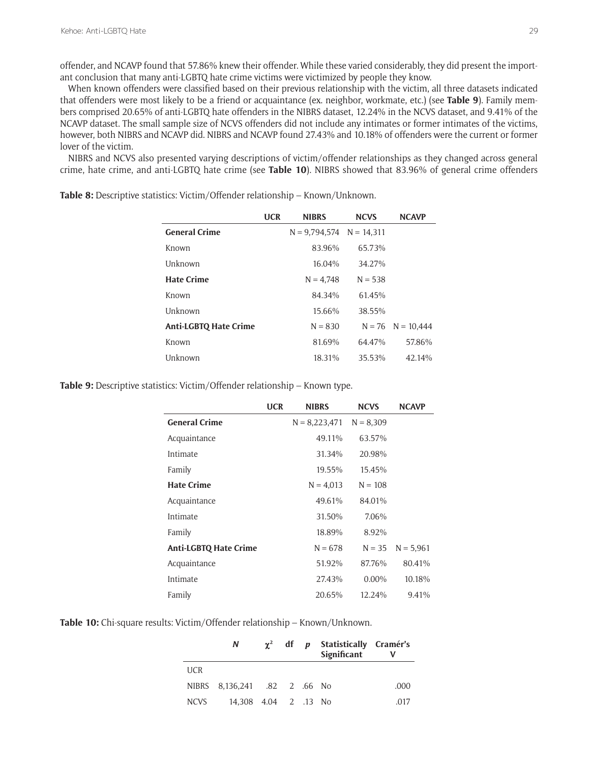offender, and NCAVP found that 57.86% knew their offender. While these varied considerably, they did present the important conclusion that many anti-LGBTQ hate crime victims were victimized by people they know.

When known offenders were classified based on their previous relationship with the victim, all three datasets indicated that offenders were most likely to be a friend or acquaintance (ex. neighbor, workmate, etc.) (see **Table 9**). Family members comprised 20.65% of anti-LGBTQ hate offenders in the NIBRS dataset, 12.24% in the NCVS dataset, and 9.41% of the NCAVP dataset. The small sample size of NCVS offenders did not include any intimates or former intimates of the victims, however, both NIBRS and NCAVP did. NIBRS and NCAVP found 27.43% and 10.18% of offenders were the current or former lover of the victim.

NIBRS and NCVS also presented varying descriptions of victim/offender relationships as they changed across general crime, hate crime, and anti-LGBTQ hate crime (see **Table 10**). NIBRS showed that 83.96% of general crime offenders

**Table 8:** Descriptive statistics: Victim/Offender relationship – Known/Unknown.

| | UCR | NIBRS | NCVS | NCAVP |
|---|---|---|---|---|
| **General Crime** | | N = 9,794,574 | N = 14,311 | |
| Known | | 83.96% | 65.73% | |
| Unknown | | 16.04% | 34.27% | |
| **Hate Crime** | | N = 4,748 | N = 538 | |
| Known | | 84.34% | 61.45% | |
| Unknown | | 15.66% | 38.55% | |
| **Anti-LGBTQ Hate Crime** | | N = 830 | N = 76 | N = 10,444 |
| Known | | 81.69% | 64.47% | 57.86% |
| Unknown | | 18.31% | 35.53% | 42.14% |

**Table 9:** Descriptive statistics: Victim/Offender relationship – Known type.

| | UCR | NIBRS | NCVS | NCAVP |
|---|---|---|---|---|
| **General Crime** | | N = 8,223,471 | N = 8,309 | |
| Acquaintance | | 49.11% | 63.57% | |
| Intimate | | 31.34% | 20.98% | |
| Family | | 19.55% | 15.45% | |
| **Hate Crime** | | N = 4,013 | N = 108 | |
| Acquaintance | | 49.61% | 84.01% | |
| Intimate | | 31.50% | 7.06% | |
| Family | | 18.89% | 8.92% | |
| **Anti-LGBTQ Hate Crime** | | N = 678 | N = 35 | N = 5,961 |
| Acquaintance | | 51.92% | 87.76% | 80.41% |
| Intimate | | 27.43% | 0.00% | 10.18% |
| Family | | 20.65% | 12.24% | 9.41% |

**Table 10:** Chi-square results: Victim/Offender relationship – Known/Unknown.

| | *N* | $\chi^2$ | df | *p* | Statistically Significant | Cramér's V |
|---|---|---|---|---|---|---|
| UCR | | | | | | |
| NIBRS | 8,136,241 | .82 | 2 | .66 | No | .000 |
| NCVS | 14,308 | 4.04 | 2 | .13 | No | .017 |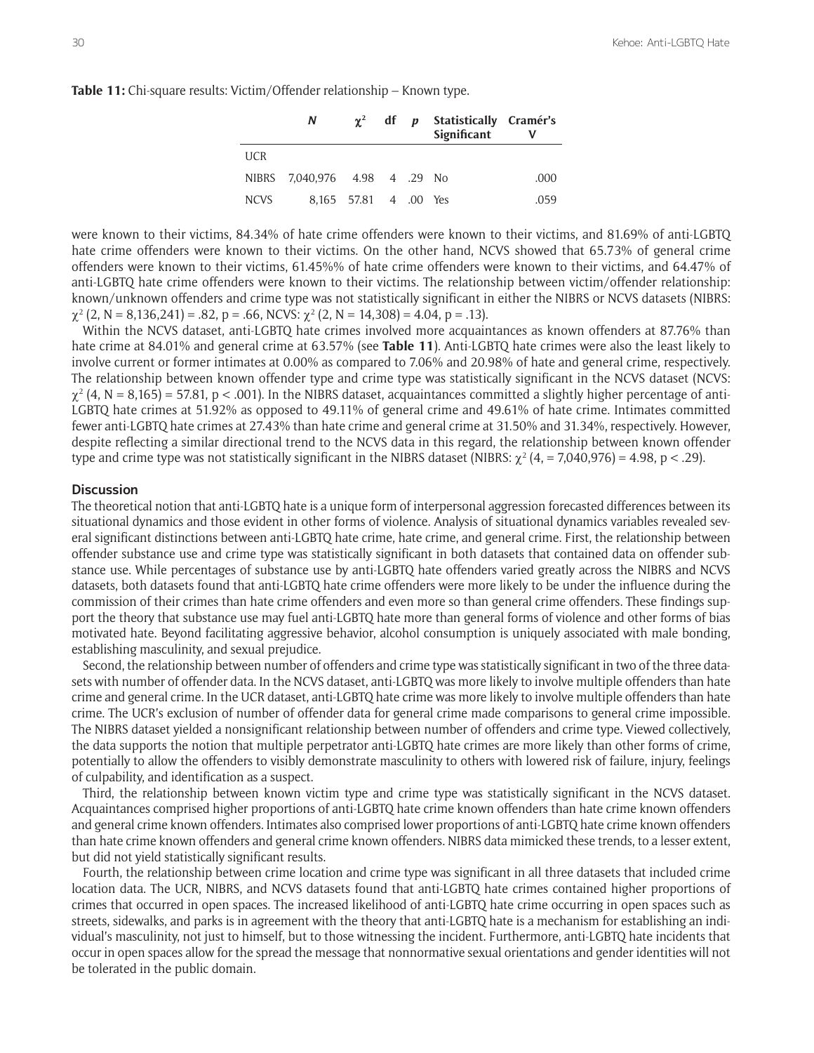**Table 11:** Chi-square results: Victim/Offender relationship – Known type.

| | *N* | $\chi^2$ | df | *p* | Statistically Significant | Cramér's V |
|---|---|---|---|---|---|---|
| UCR | | | | | | |
| NIBRS | 7,040,976 | 4.98 | 4 | .29 | No | .000 |
| NCVS | 8,165 | 57.81 | 4 | .00 | Yes | .059 |

were known to their victims, 84.34% of hate crime offenders were known to their victims, and 81.69% of anti-LGBTQ hate crime offenders were known to their victims. On the other hand, NCVS showed that 65.73% of general crime offenders were known to their victims, 61.45%% of hate crime offenders were known to their victims, and 64.47% of anti-LGBTQ hate crime offenders were known to their victims. The relationship between victim/offender relationship: known/unknown offenders and crime type was not statistically significant in either the NIBRS or NCVS datasets (NIBRS: $\chi^2$ (2, N = 8,136,241) = .82, p = .66, NCVS: $\chi^2$ (2, N = 14,308) = 4.04, p = .13).

Within the NCVS dataset, anti-LGBTQ hate crimes involved more acquaintances as known offenders at 87.76% than hate crime at 84.01% and general crime at 63.57% (see **Table 11**). Anti-LGBTQ hate crimes were also the least likely to involve current or former intimates at 0.00% as compared to 7.06% and 20.98% of hate and general crime, respectively. The relationship between known offender type and crime type was statistically significant in the NCVS dataset (NCVS: $\chi^2$ (4, N = 8,165) = 57.81, p < .001). In the NIBRS dataset, acquaintances committed a slightly higher percentage of anti-LGBTQ hate crimes at 51.92% as opposed to 49.11% of general crime and 49.61% of hate crime. Intimates committed fewer anti-LGBTQ hate crimes at 27.43% than hate crime and general crime at 31.50% and 31.34%, respectively. However, despite reflecting a similar directional trend to the NCVS data in this regard, the relationship between known offender type and crime type was not statistically significant in the NIBRS dataset (NIBRS: $\chi^2$ (4, = 7,040,976) = 4.98, p < .29).

## Discussion

The theoretical notion that anti-LGBTQ hate is a unique form of interpersonal aggression forecasted differences between its situational dynamics and those evident in other forms of violence. Analysis of situational dynamics variables revealed several significant distinctions between anti-LGBTQ hate crime, hate crime, and general crime. First, the relationship between offender substance use and crime type was statistically significant in both datasets that contained data on offender substance use. While percentages of substance use by anti-LGBTQ hate offenders varied greatly across the NIBRS and NCVS datasets, both datasets found that anti-LGBTQ hate crime offenders were more likely to be under the influence during the commission of their crimes than hate crime offenders and even more so than general crime offenders. These findings support the theory that substance use may fuel anti-LGBTQ hate more than general forms of violence and other forms of bias motivated hate. Beyond facilitating aggressive behavior, alcohol consumption is uniquely associated with male bonding, establishing masculinity, and sexual prejudice.

Second, the relationship between number of offenders and crime type was statistically significant in two of the three datasets with number of offender data. In the NCVS dataset, anti-LGBTQ was more likely to involve multiple offenders than hate crime and general crime. In the UCR dataset, anti-LGBTQ hate crime was more likely to involve multiple offenders than hate crime. The UCR's exclusion of number of offender data for general crime made comparisons to general crime impossible. The NIBRS dataset yielded a nonsignificant relationship between number of offenders and crime type. Viewed collectively, the data supports the notion that multiple perpetrator anti-LGBTQ hate crimes are more likely than other forms of crime, potentially to allow the offenders to visibly demonstrate masculinity to others with lowered risk of failure, injury, feelings of culpability, and identification as a suspect.

Third, the relationship between known victim type and crime type was statistically significant in the NCVS dataset. Acquaintances comprised higher proportions of anti-LGBTQ hate crime known offenders than hate crime known offenders and general crime known offenders. Intimates also comprised lower proportions of anti-LGBTQ hate crime known offenders than hate crime known offenders and general crime known offenders. NIBRS data mimicked these trends, to a lesser extent, but did not yield statistically significant results.

Fourth, the relationship between crime location and crime type was significant in all three datasets that included crime location data. The UCR, NIBRS, and NCVS datasets found that anti-LGBTQ hate crimes contained higher proportions of crimes that occurred in open spaces. The increased likelihood of anti-LGBTQ hate crime occurring in open spaces such as streets, sidewalks, and parks is in agreement with the theory that anti-LGBTQ hate is a mechanism for establishing an individual's masculinity, not just to himself, but to those witnessing the incident. Furthermore, anti-LGBTQ hate incidents that occur in open spaces allow for the spread the message that nonnormative sexual orientations and gender identities will not be tolerated in the public domain.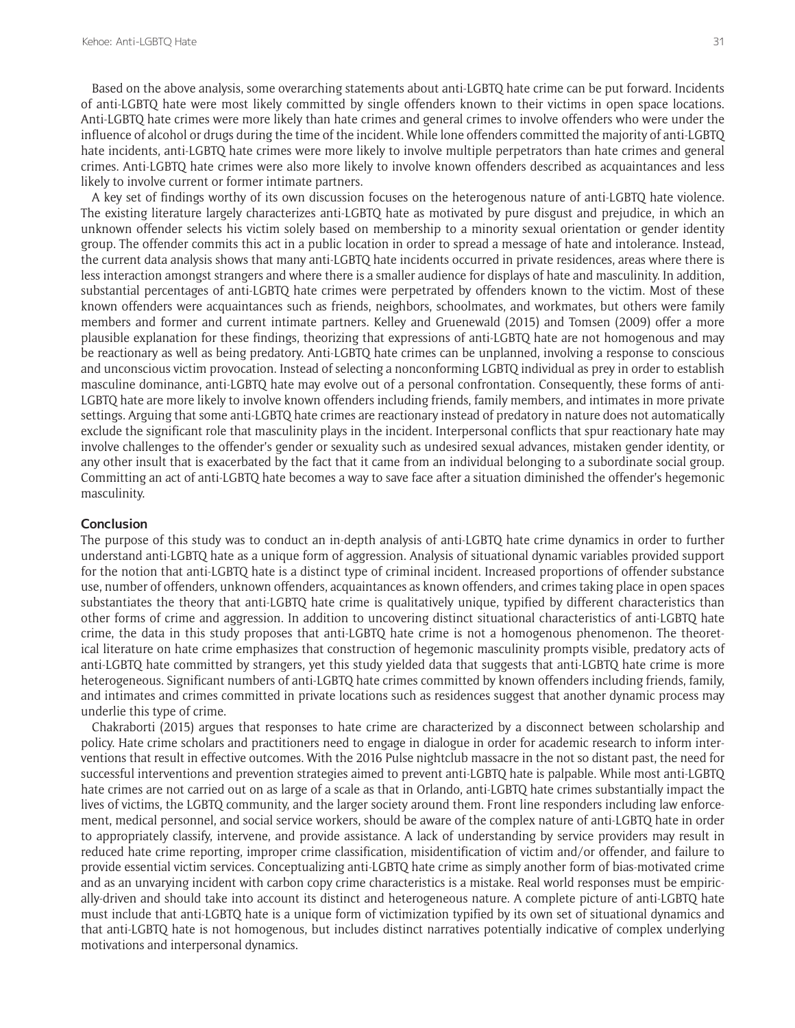Based on the above analysis, some overarching statements about anti-LGBTQ hate crime can be put forward. Incidents of anti-LGBTQ hate were most likely committed by single offenders known to their victims in open space locations. Anti-LGBTQ hate crimes were more likely than hate crimes and general crimes to involve offenders who were under the influence of alcohol or drugs during the time of the incident. While lone offenders committed the majority of anti-LGBTQ hate incidents, anti-LGBTQ hate crimes were more likely to involve multiple perpetrators than hate crimes and general crimes. Anti-LGBTQ hate crimes were also more likely to involve known offenders described as acquaintances and less likely to involve current or former intimate partners.

A key set of findings worthy of its own discussion focuses on the heterogenous nature of anti-LGBTQ hate violence. The existing literature largely characterizes anti-LGBTQ hate as motivated by pure disgust and prejudice, in which an unknown offender selects his victim solely based on membership to a minority sexual orientation or gender identity group. The offender commits this act in a public location in order to spread a message of hate and intolerance. Instead, the current data analysis shows that many anti-LGBTQ hate incidents occurred in private residences, areas where there is less interaction amongst strangers and where there is a smaller audience for displays of hate and masculinity. In addition, substantial percentages of anti-LGBTQ hate crimes were perpetrated by offenders known to the victim. Most of these known offenders were acquaintances such as friends, neighbors, schoolmates, and workmates, but others were family members and former and current intimate partners. Kelley and Gruenewald (2015) and Tomsen (2009) offer a more plausible explanation for these findings, theorizing that expressions of anti-LGBTQ hate are not homogenous and may be reactionary as well as being predatory. Anti-LGBTQ hate crimes can be unplanned, involving a response to conscious and unconscious victim provocation. Instead of selecting a nonconforming LGBTQ individual as prey in order to establish masculine dominance, anti-LGBTQ hate may evolve out of a personal confrontation. Consequently, these forms of anti-LGBTQ hate are more likely to involve known offenders including friends, family members, and intimates in more private settings. Arguing that some anti-LGBTQ hate crimes are reactionary instead of predatory in nature does not automatically exclude the significant role that masculinity plays in the incident. Interpersonal conflicts that spur reactionary hate may involve challenges to the offender's gender or sexuality such as undesired sexual advances, mistaken gender identity, or any other insult that is exacerbated by the fact that it came from an individual belonging to a subordinate social group. Committing an act of anti-LGBTQ hate becomes a way to save face after a situation diminished the offender's hegemonic masculinity.

## Conclusion

The purpose of this study was to conduct an in-depth analysis of anti-LGBTQ hate crime dynamics in order to further understand anti-LGBTQ hate as a unique form of aggression. Analysis of situational dynamic variables provided support for the notion that anti-LGBTQ hate is a distinct type of criminal incident. Increased proportions of offender substance use, number of offenders, unknown offenders, acquaintances as known offenders, and crimes taking place in open spaces substantiates the theory that anti-LGBTQ hate crime is qualitatively unique, typified by different characteristics than other forms of crime and aggression. In addition to uncovering distinct situational characteristics of anti-LGBTQ hate crime, the data in this study proposes that anti-LGBTQ hate crime is not a homogenous phenomenon. The theoretical literature on hate crime emphasizes that construction of hegemonic masculinity prompts visible, predatory acts of anti-LGBTQ hate committed by strangers, yet this study yielded data that suggests that anti-LGBTQ hate crime is more heterogeneous. Significant numbers of anti-LGBTQ hate crimes committed by known offenders including friends, family, and intimates and crimes committed in private locations such as residences suggest that another dynamic process may underlie this type of crime.

Chakraborti (2015) argues that responses to hate crime are characterized by a disconnect between scholarship and policy. Hate crime scholars and practitioners need to engage in dialogue in order for academic research to inform interventions that result in effective outcomes. With the 2016 Pulse nightclub massacre in the not so distant past, the need for successful interventions and prevention strategies aimed to prevent anti-LGBTQ hate is palpable. While most anti-LGBTQ hate crimes are not carried out on as large of a scale as that in Orlando, anti-LGBTQ hate crimes substantially impact the lives of victims, the LGBTQ community, and the larger society around them. Front line responders including law enforcement, medical personnel, and social service workers, should be aware of the complex nature of anti-LGBTQ hate in order to appropriately classify, intervene, and provide assistance. A lack of understanding by service providers may result in reduced hate crime reporting, improper crime classification, misidentification of victim and/or offender, and failure to provide essential victim services. Conceptualizing anti-LGBTQ hate crime as simply another form of bias-motivated crime and as an unvarying incident with carbon copy crime characteristics is a mistake. Real world responses must be empirically-driven and should take into account its distinct and heterogeneous nature. A complete picture of anti-LGBTQ hate must include that anti-LGBTQ hate is a unique form of victimization typified by its own set of situational dynamics and that anti-LGBTQ hate is not homogenous, but includes distinct narratives potentially indicative of complex underlying motivations and interpersonal dynamics.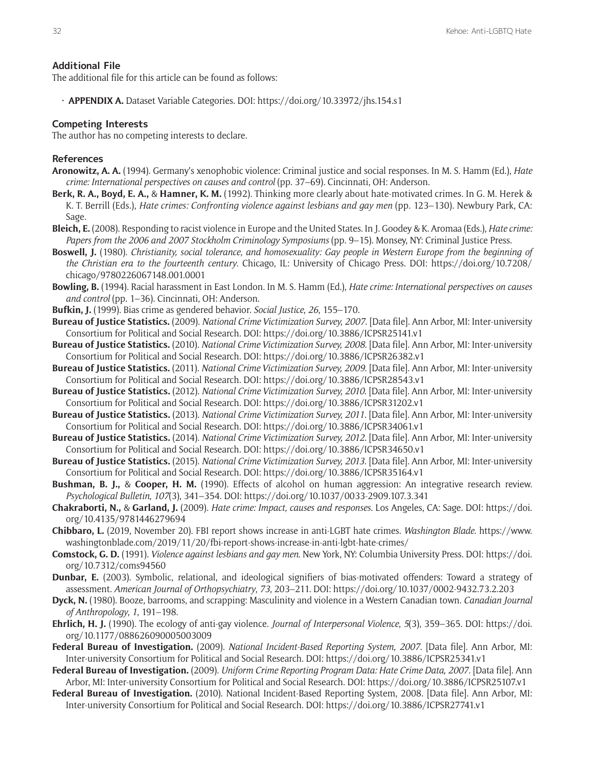### Additional File

The additional file for this article can be found as follows:

- **APPENDIX A.** Dataset Variable Categories. DOI: https://doi.org/10.33972/jhs.154.s1

### Competing Interests

The author has no competing interests to declare.

### References

**Aronowitz, A. A.** (1994). Germany's xenophobic violence: Criminal justice and social responses. In M. S. Hamm (Ed.), *Hate crime: International perspectives on causes and control* (pp. 37–69). Cincinnati, OH: Anderson.

**Berk, R. A., Boyd, E. A.,** & **Hamner, K. M.** (1992). Thinking more clearly about hate-motivated crimes. In G. M. Herek & K. T. Berrill (Eds.), *Hate crimes: Confronting violence against lesbians and gay men* (pp. 123–130). Newbury Park, CA: Sage.

**Bleich, E.** (2008). Responding to racist violence in Europe and the United States. In J. Goodey & K. Aromaa (Eds.), *Hate crime: Papers from the 2006 and 2007 Stockholm Criminology Symposiums* (pp. 9–15). Monsey, NY: Criminal Justice Press.

**Boswell, J.** (1980). *Christianity, social tolerance, and homosexuality: Gay people in Western Europe from the beginning of the Christian era to the fourteenth century*. Chicago, IL: University of Chicago Press. DOI: https://doi.org/10.7208/chicago/9780226067148.001.0001

**Bowling, B.** (1994). Racial harassment in East London. In M. S. Hamm (Ed.), *Hate crime: International perspectives on causes and control* (pp. 1–36). Cincinnati, OH: Anderson.

**Bufkin, J.** (1999). Bias crime as gendered behavior. *Social Justice*, *26*, 155–170.

**Bureau of Justice Statistics.** (2009). *National Crime Victimization Survey, 2007*. [Data file]. Ann Arbor, MI: Inter-university Consortium for Political and Social Research. DOI: https://doi.org/10.3886/ICPSR25141.v1

**Bureau of Justice Statistics.** (2010). *National Crime Victimization Survey, 2008*. [Data file]. Ann Arbor, MI: Inter-university Consortium for Political and Social Research. DOI: https://doi.org/10.3886/ICPSR26382.v1

**Bureau of Justice Statistics.** (2011). *National Crime Victimization Survey, 2009*. [Data file]. Ann Arbor, MI: Inter-university Consortium for Political and Social Research. DOI: https://doi.org/10.3886/ICPSR28543.v1

**Bureau of Justice Statistics.** (2012). *National Crime Victimization Survey, 2010*. [Data file]. Ann Arbor, MI: Inter-university Consortium for Political and Social Research. DOI: https://doi.org/10.3886/ICPSR31202.v1

**Bureau of Justice Statistics.** (2013). *National Crime Victimization Survey, 2011*. [Data file]. Ann Arbor, MI: Inter-university Consortium for Political and Social Research. DOI: https://doi.org/10.3886/ICPSR34061.v1

**Bureau of Justice Statistics.** (2014). *National Crime Victimization Survey, 2012*. [Data file]. Ann Arbor, MI: Inter-university Consortium for Political and Social Research. DOI: https://doi.org/10.3886/ICPSR34650.v1

**Bureau of Justice Statistics.** (2015). *National Crime Victimization Survey, 2013*. [Data file]. Ann Arbor, MI: Inter-university Consortium for Political and Social Research. DOI: https://doi.org/10.3886/ICPSR35164.v1

**Bushman, B. J.,** & **Cooper, H. M.** (1990). Effects of alcohol on human aggression: An integrative research review. *Psychological Bulletin*, *107*(3), 341–354. DOI: https://doi.org/10.1037/0033-2909.107.3.341

**Chakraborti, N.,** & **Garland, J.** (2009). *Hate crime: Impact, causes and responses*. Los Angeles, CA: Sage. DOI: https://doi.org/10.4135/9781446279694

**Chibbaro, L.** (2019, November 20). FBI report shows increase in anti-LGBT hate crimes. *Washington Blade*. https://www.washingtonblade.com/2019/11/20/fbi-report-shows-increase-in-anti-lgbt-hate-crimes/

**Comstock, G. D.** (1991). *Violence against lesbians and gay men*. New York, NY: Columbia University Press. DOI: https://doi.org/10.7312/coms94560

**Dunbar, E.** (2003). Symbolic, relational, and ideological signifiers of bias-motivated offenders: Toward a strategy of assessment. *American Journal of Orthopsychiatry*, *73*, 203–211. DOI: https://doi.org/10.1037/0002-9432.73.2.203

**Dyck, N.** (1980). Booze, barrooms, and scrapping: Masculinity and violence in a Western Canadian town. *Canadian Journal of Anthropology*, *1*, 191–198.

**Ehrlich, H. J.** (1990). The ecology of anti-gay violence. *Journal of Interpersonal Violence*, *5*(3), 359–365. DOI: https://doi.org/10.1177/088626090005003009

**Federal Bureau of Investigation.** (2009). *National Incident-Based Reporting System, 2007*. [Data file]. Ann Arbor, MI: Inter-university Consortium for Political and Social Research. DOI: https://doi.org/10.3886/ICPSR25341.v1

**Federal Bureau of Investigation.** (2009). *Uniform Crime Reporting Program Data: Hate Crime Data, 2007*. [Data file]. Ann Arbor, MI: Inter-university Consortium for Political and Social Research. DOI: https://doi.org/10.3886/ICPSR25107.v1

**Federal Bureau of Investigation.** (2010). National Incident-Based Reporting System, 2008. [Data file]. Ann Arbor, MI: Inter-university Consortium for Political and Social Research. DOI: https://doi.org/10.3886/ICPSR27741.v1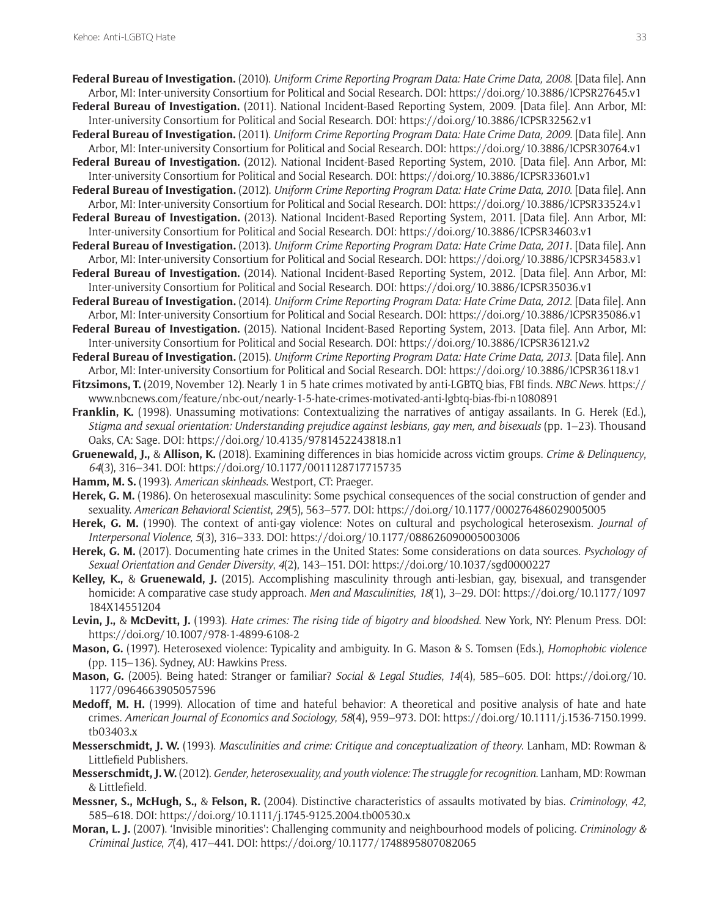**Federal Bureau of Investigation.** (2010). *Uniform Crime Reporting Program Data: Hate Crime Data, 2008*. [Data file]. Ann Arbor, MI: Inter-university Consortium for Political and Social Research. DOI: https://doi.org/10.3886/ICPSR27645.v1

**Federal Bureau of Investigation.** (2011). National Incident-Based Reporting System, 2009. [Data file]. Ann Arbor, MI: Inter-university Consortium for Political and Social Research. DOI: https://doi.org/10.3886/ICPSR32562.v1

**Federal Bureau of Investigation.** (2011). *Uniform Crime Reporting Program Data: Hate Crime Data, 2009*. [Data file]. Ann Arbor, MI: Inter-university Consortium for Political and Social Research. DOI: https://doi.org/10.3886/ICPSR30764.v1

**Federal Bureau of Investigation.** (2012). National Incident-Based Reporting System, 2010. [Data file]. Ann Arbor, MI: Inter-university Consortium for Political and Social Research. DOI: https://doi.org/10.3886/ICPSR33601.v1

**Federal Bureau of Investigation.** (2012). *Uniform Crime Reporting Program Data: Hate Crime Data, 2010*. [Data file]. Ann Arbor, MI: Inter-university Consortium for Political and Social Research. DOI: https://doi.org/10.3886/ICPSR33524.v1

**Federal Bureau of Investigation.** (2013). National Incident-Based Reporting System, 2011. [Data file]. Ann Arbor, MI: Inter-university Consortium for Political and Social Research. DOI: https://doi.org/10.3886/ICPSR34603.v1

**Federal Bureau of Investigation.** (2013). *Uniform Crime Reporting Program Data: Hate Crime Data, 2011*. [Data file]. Ann Arbor, MI: Inter-university Consortium for Political and Social Research. DOI: https://doi.org/10.3886/ICPSR34583.v1

**Federal Bureau of Investigation.** (2014). National Incident-Based Reporting System, 2012. [Data file]. Ann Arbor, MI: Inter-university Consortium for Political and Social Research. DOI: https://doi.org/10.3886/ICPSR35036.v1

**Federal Bureau of Investigation.** (2014). *Uniform Crime Reporting Program Data: Hate Crime Data, 2012*. [Data file]. Ann Arbor, MI: Inter-university Consortium for Political and Social Research. DOI: https://doi.org/10.3886/ICPSR35086.v1

**Federal Bureau of Investigation.** (2015). National Incident-Based Reporting System, 2013. [Data file]. Ann Arbor, MI: Inter-university Consortium for Political and Social Research. DOI: https://doi.org/10.3886/ICPSR36121.v2

**Federal Bureau of Investigation.** (2015). *Uniform Crime Reporting Program Data: Hate Crime Data, 2013*. [Data file]. Ann Arbor, MI: Inter-university Consortium for Political and Social Research. DOI: https://doi.org/10.3886/ICPSR36118.v1

**Fitzsimons, T.** (2019, November 12). Nearly 1 in 5 hate crimes motivated by anti-LGBTQ bias, FBI finds. *NBC News*. https://www.nbcnews.com/feature/nbc-out/nearly-1-5-hate-crimes-motivated-anti-lgbtq-bias-fbi-n1080891

**Franklin, K.** (1998). Unassuming motivations: Contextualizing the narratives of antigay assailants. In G. Herek (Ed.), *Stigma and sexual orientation: Understanding prejudice against lesbians, gay men, and bisexuals* (pp. 1–23). Thousand Oaks, CA: Sage. DOI: https://doi.org/10.4135/9781452243818.n1

**Gruenewald, J.,** & **Allison, K.** (2018). Examining differences in bias homicide across victim groups. *Crime & Delinquency*, *64*(3), 316–341. DOI: https://doi.org/10.1177/0011128717715735

**Hamm, M. S.** (1993). *American skinheads*. Westport, CT: Praeger.

**Herek, G. M.** (1986). On heterosexual masculinity: Some psychical consequences of the social construction of gender and sexuality. *American Behavioral Scientist*, *29*(5), 563–577. DOI: https://doi.org/10.1177/000276486029005005

**Herek, G. M.** (1990). The context of anti-gay violence: Notes on cultural and psychological heterosexism. *Journal of Interpersonal Violence*, *5*(3), 316–333. DOI: https://doi.org/10.1177/088626090005003006

**Herek, G. M.** (2017). Documenting hate crimes in the United States: Some considerations on data sources. *Psychology of Sexual Orientation and Gender Diversity*, *4*(2), 143–151. DOI: https://doi.org/10.1037/sgd0000227

**Kelley, K.,** & **Gruenewald, J.** (2015). Accomplishing masculinity through anti-lesbian, gay, bisexual, and transgender homicide: A comparative case study approach. *Men and Masculinities*, *18*(1), 3–29. DOI: https://doi.org/10.1177/1097184X14551204

**Levin, J.,** & **McDevitt, J.** (1993). *Hate crimes: The rising tide of bigotry and bloodshed*. New York, NY: Plenum Press. DOI: https://doi.org/10.1007/978-1-4899-6108-2

**Mason, G.** (1997). Heterosexed violence: Typicality and ambiguity. In G. Mason & S. Tomsen (Eds.), *Homophobic violence* (pp. 115–136). Sydney, AU: Hawkins Press.

**Mason, G.** (2005). Being hated: Stranger or familiar? *Social & Legal Studies*, *14*(4), 585–605. DOI: https://doi.org/10.1177/0964663905057596

**Medoff, M. H.** (1999). Allocation of time and hateful behavior: A theoretical and positive analysis of hate and hate crimes. *American Journal of Economics and Sociology*, *58*(4), 959–973. DOI: https://doi.org/10.1111/j.1536-7150.1999.tb03403.x

**Messerschmidt, J. W.** (1993). *Masculinities and crime: Critique and conceptualization of theory*. Lanham, MD: Rowman & Littlefield Publishers.

**Messerschmidt, J. W.** (2012). *Gender, heterosexuality, and youth violence: The struggle for recognition*. Lanham, MD: Rowman & Littlefield.

**Messner, S., McHugh, S.,** & **Felson, R.** (2004). Distinctive characteristics of assaults motivated by bias. *Criminology*, *42*, 585–618. DOI: https://doi.org/10.1111/j.1745-9125.2004.tb00530.x

**Moran, L. J.** (2007). 'Invisible minorities': Challenging community and neighbourhood models of policing. *Criminology & Criminal Justice*, *7*(4), 417–441. DOI: https://doi.org/10.1177/1748895807082065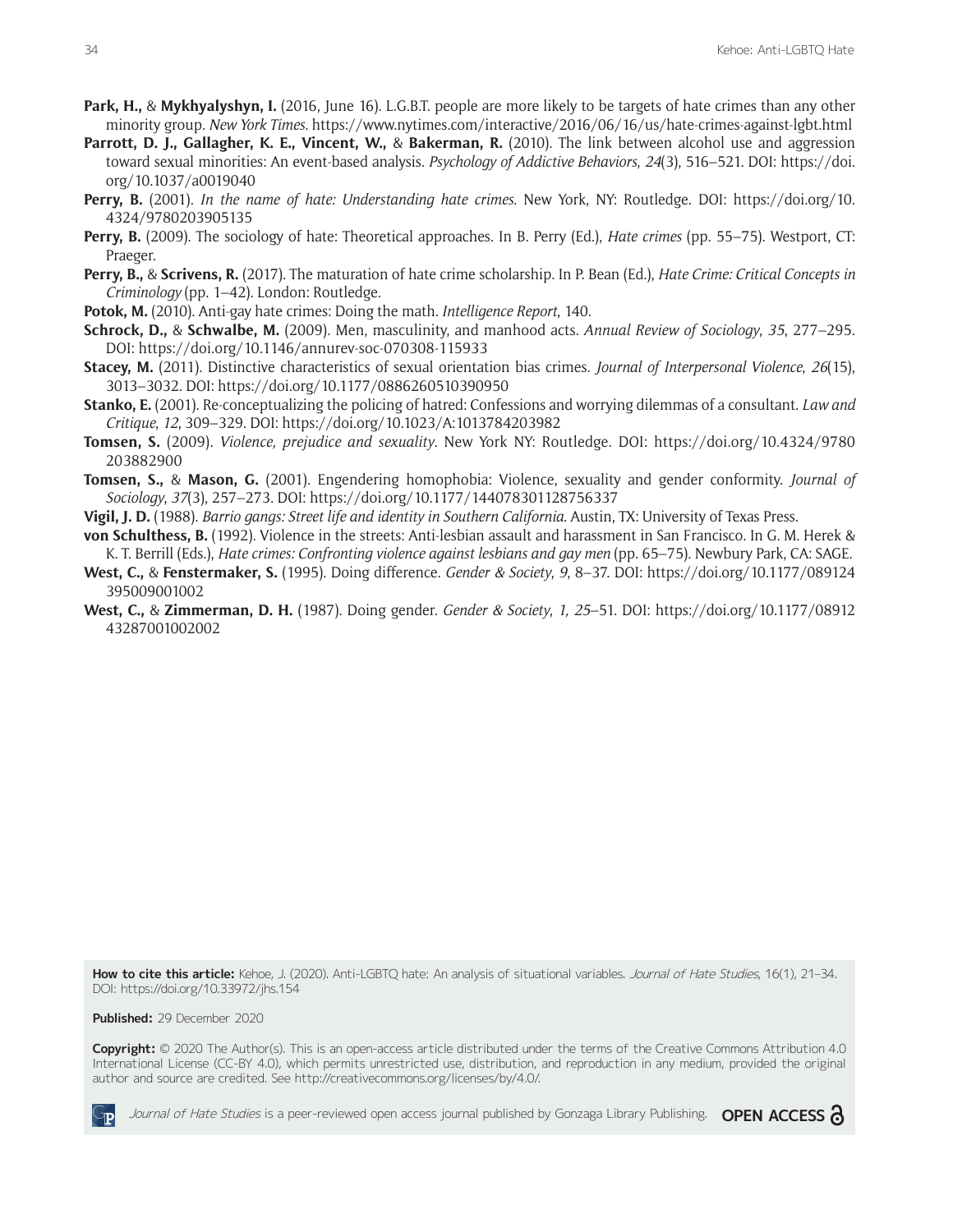**Park, H.,** & **Mykhyalyshyn, I.** (2016, June 16). L.G.B.T. people are more likely to be targets of hate crimes than any other minority group. *New York Times*. https://www.nytimes.com/interactive/2016/06/16/us/hate-crimes-against-lgbt.html

**Parrott, D. J., Gallagher, K. E., Vincent, W.,** & **Bakerman, R.** (2010). The link between alcohol use and aggression toward sexual minorities: An event-based analysis. *Psychology of Addictive Behaviors*, *24*(3), 516–521. DOI: https://doi.org/10.1037/a0019040

**Perry, B.** (2001). *In the name of hate: Understanding hate crimes*. New York, NY: Routledge. DOI: https://doi.org/10.4324/9780203905135

**Perry, B.** (2009). The sociology of hate: Theoretical approaches. In B. Perry (Ed.), *Hate crimes* (pp. 55–75). Westport, CT: Praeger.

**Perry, B.,** & **Scrivens, R.** (2017). The maturation of hate crime scholarship. In P. Bean (Ed.), *Hate Crime: Critical Concepts in Criminology* (pp. 1–42). London: Routledge.

**Potok, M.** (2010). Anti-gay hate crimes: Doing the math. *Intelligence Report*, 140.

**Schrock, D.,** & **Schwalbe, M.** (2009). Men, masculinity, and manhood acts. *Annual Review of Sociology*, *35*, 277–295. DOI: https://doi.org/10.1146/annurev-soc-070308-115933

**Stacey, M.** (2011). Distinctive characteristics of sexual orientation bias crimes. *Journal of Interpersonal Violence*, *26*(15), 3013–3032. DOI: https://doi.org/10.1177/0886260510390950

**Stanko, E.** (2001). Re-conceptualizing the policing of hatred: Confessions and worrying dilemmas of a consultant. *Law and Critique*, *12*, 309–329. DOI: https://doi.org/10.1023/A:1013784203982

**Tomsen, S.** (2009). *Violence, prejudice and sexuality*. New York NY: Routledge. DOI: https://doi.org/10.4324/9780203882900

**Tomsen, S.,** & **Mason, G.** (2001). Engendering homophobia: Violence, sexuality and gender conformity. *Journal of Sociology*, *37*(3), 257–273. DOI: https://doi.org/10.1177/144078301128756337

**Vigil, J. D.** (1988). *Barrio gangs: Street life and identity in Southern California*. Austin, TX: University of Texas Press.

**von Schulthess, B.** (1992). Violence in the streets: Anti-lesbian assault and harassment in San Francisco. In G. M. Herek & K. T. Berrill (Eds.), *Hate crimes: Confronting violence against lesbians and gay men* (pp. 65–75). Newbury Park, CA: SAGE.

**West, C.,** & **Fenstermaker, S.** (1995). Doing difference. *Gender & Society*, *9*, 8–37. DOI: https://doi.org/10.1177/089124395009001002

**West, C.,** & **Zimmerman, D. H.** (1987). Doing gender. *Gender & Society*, *1, 25*–51. DOI: https://doi.org/10.1177/0891243287001002002

**How to cite this article:** Kehoe, J. (2020). Anti-LGBTQ hate: An analysis of situational variables. *Journal of Hate Studies*, 16(1), 21–34. DOI: https://doi.org/10.33972/jhs.154

**Published:** 29 December 2020

**Copyright:** © 2020 The Author(s). This is an open-access article distributed under the terms of the Creative Commons Attribution 4.0 International License (CC-BY 4.0), which permits unrestricted use, distribution, and reproduction in any medium, provided the original author and source are credited. See http://creativecommons.org/licenses/by/4.0/.

*Journal of Hate Studies* is a peer-reviewed open access journal published by Gonzaga Library Publishing. **OPEN ACCESS**